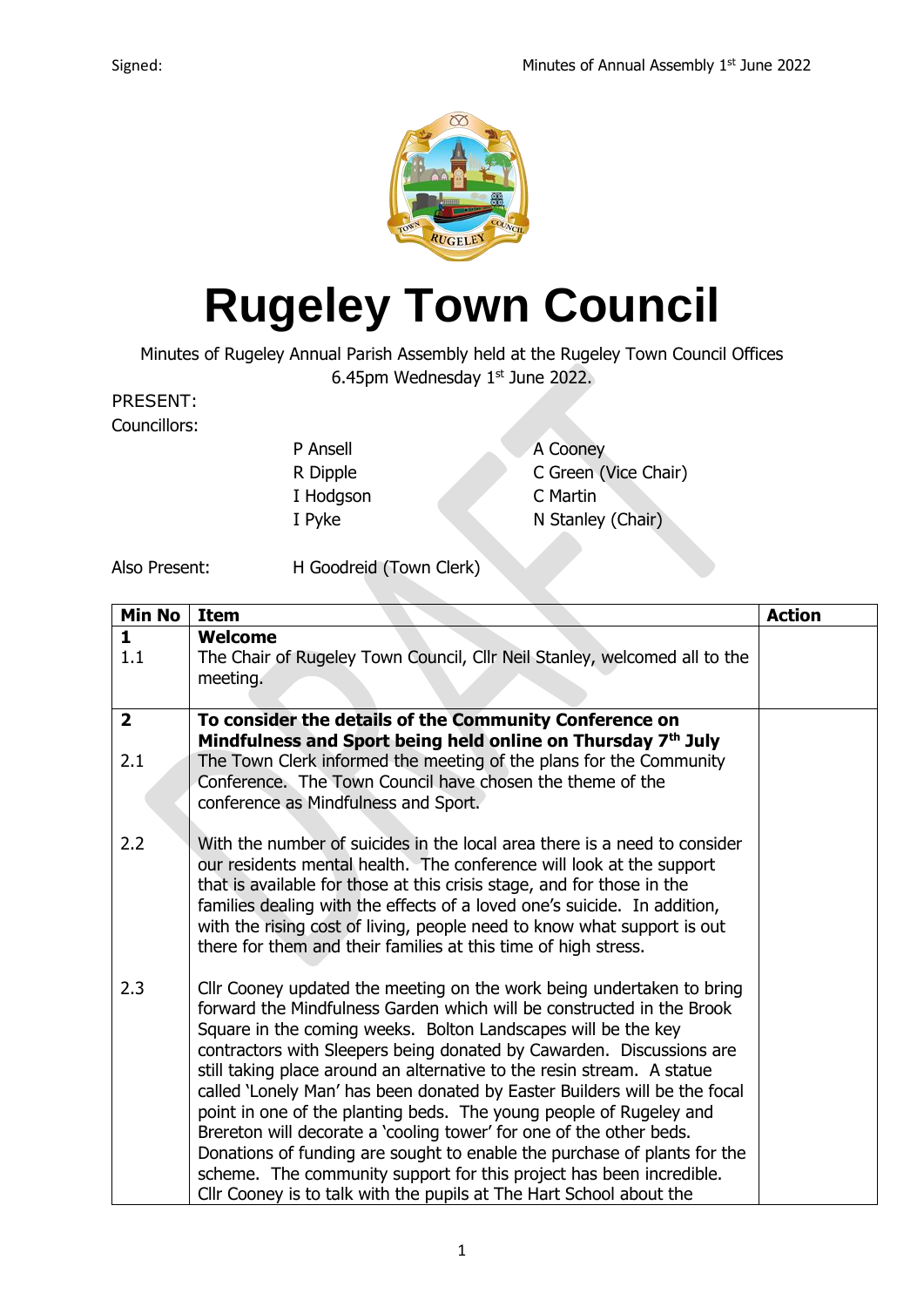# Rugeley Town Council

Minutes of Rugeley Annual Parish Assembly held at the Rugeley Town Council Offices 6.45pm Wednesday 1st June 2022.

PRESENT:

Councillors:

| | |
|---|---|
| P Ansell | A Cooney |
| R Dipple | C Green (Vice Chair) |
| I Hodgson | C Martin |
| I Pyke | N Stanley (Chair) |

Also Present: H Goodreid (Town Clerk)

| Min No | Item | Action |
|---|---|---|
| **1** | **Welcome** | |
| 1.1 | The Chair of Rugeley Town Council, Cllr Neil Stanley, welcomed all to the meeting. | |
| **2** | **To consider the details of the Community Conference on Mindfulness and Sport being held online on Thursday 7th July** | |
| 2.1 | The Town Clerk informed the meeting of the plans for the Community Conference. The Town Council have chosen the theme of the conference as Mindfulness and Sport. | |
| 2.2 | With the number of suicides in the local area there is a need to consider our residents mental health. The conference will look at the support that is available for those at this crisis stage, and for those in the families dealing with the effects of a loved one's suicide. In addition, with the rising cost of living, people need to know what support is out there for them and their families at this time of high stress. | |
| 2.3 | Cllr Cooney updated the meeting on the work being undertaken to bring forward the Mindfulness Garden which will be constructed in the Brook Square in the coming weeks. Bolton Landscapes will be the key contractors with Sleepers being donated by Cawarden. Discussions are still taking place around an alternative to the resin stream. A statue called 'Lonely Man' has been donated by Easter Builders will be the focal point in one of the planting beds. The young people of Rugeley and Brereton will decorate a 'cooling tower' for one of the other beds. Donations of funding are sought to enable the purchase of plants for the scheme. The community support for this project has been incredible. Cllr Cooney is to talk with the pupils at The Hart School about the | |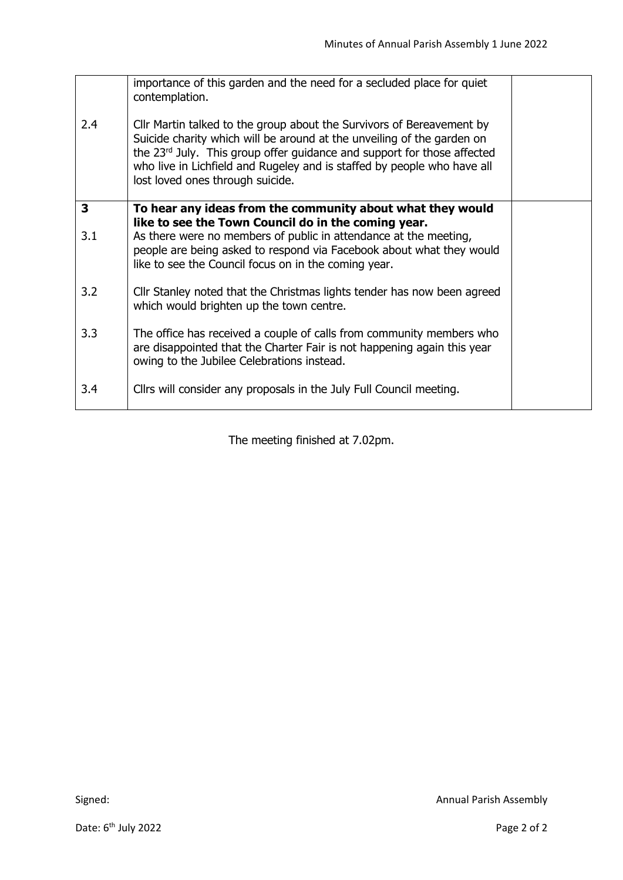| | | |
|---|---|---|
| | importance of this garden and the need for a secluded place for quiet contemplation. | |
| 2.4 | Cllr Martin talked to the group about the Survivors of Bereavement by Suicide charity which will be around at the unveiling of the garden on the 23rd July. This group offer guidance and support for those affected who live in Lichfield and Rugeley and is staffed by people who have all lost loved ones through suicide. | |
| **3** | **To hear any ideas from the community about what they would like to see the Town Council do in the coming year.** | |
| 3.1 | As there were no members of public in attendance at the meeting, people are being asked to respond via Facebook about what they would like to see the Council focus on in the coming year. | |
| 3.2 | Cllr Stanley noted that the Christmas lights tender has now been agreed which would brighten up the town centre. | |
| 3.3 | The office has received a couple of calls from community members who are disappointed that the Charter Fair is not happening again this year owing to the Jubilee Celebrations instead. | |
| 3.4 | Cllrs will consider any proposals in the July Full Council meeting. | |

The meeting finished at 7.02pm.

Signed:

Date: 6th July 2022